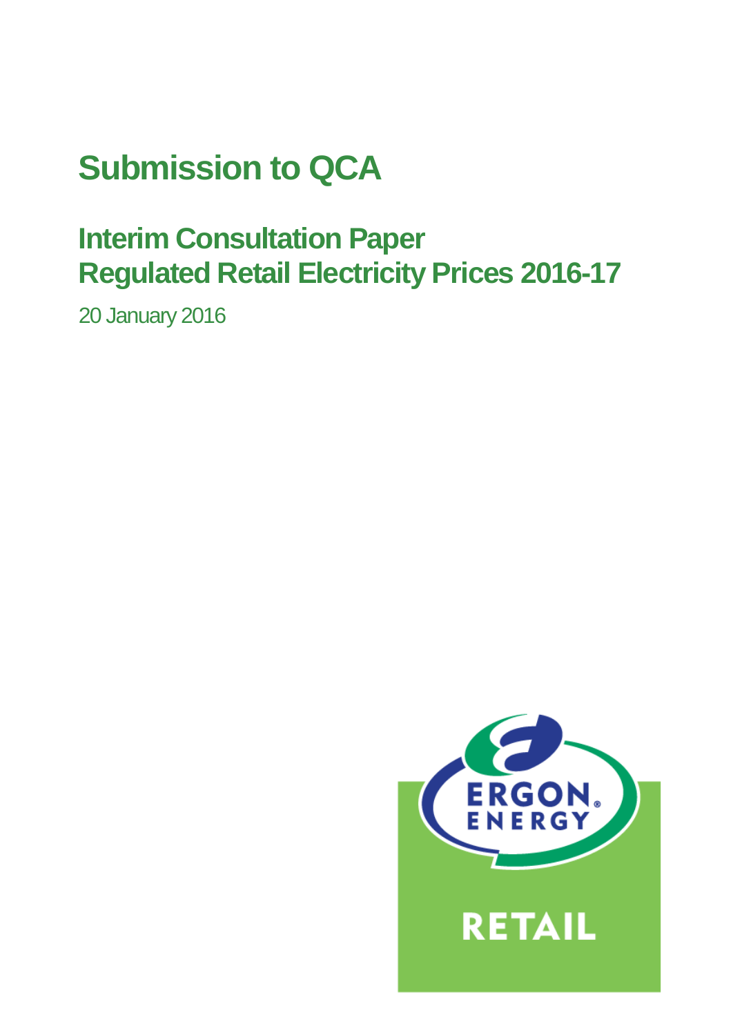# Submission to QCA

## Interim Consultation Paper
## Regulated Retail Electricity Prices 2016-17

20 January 2016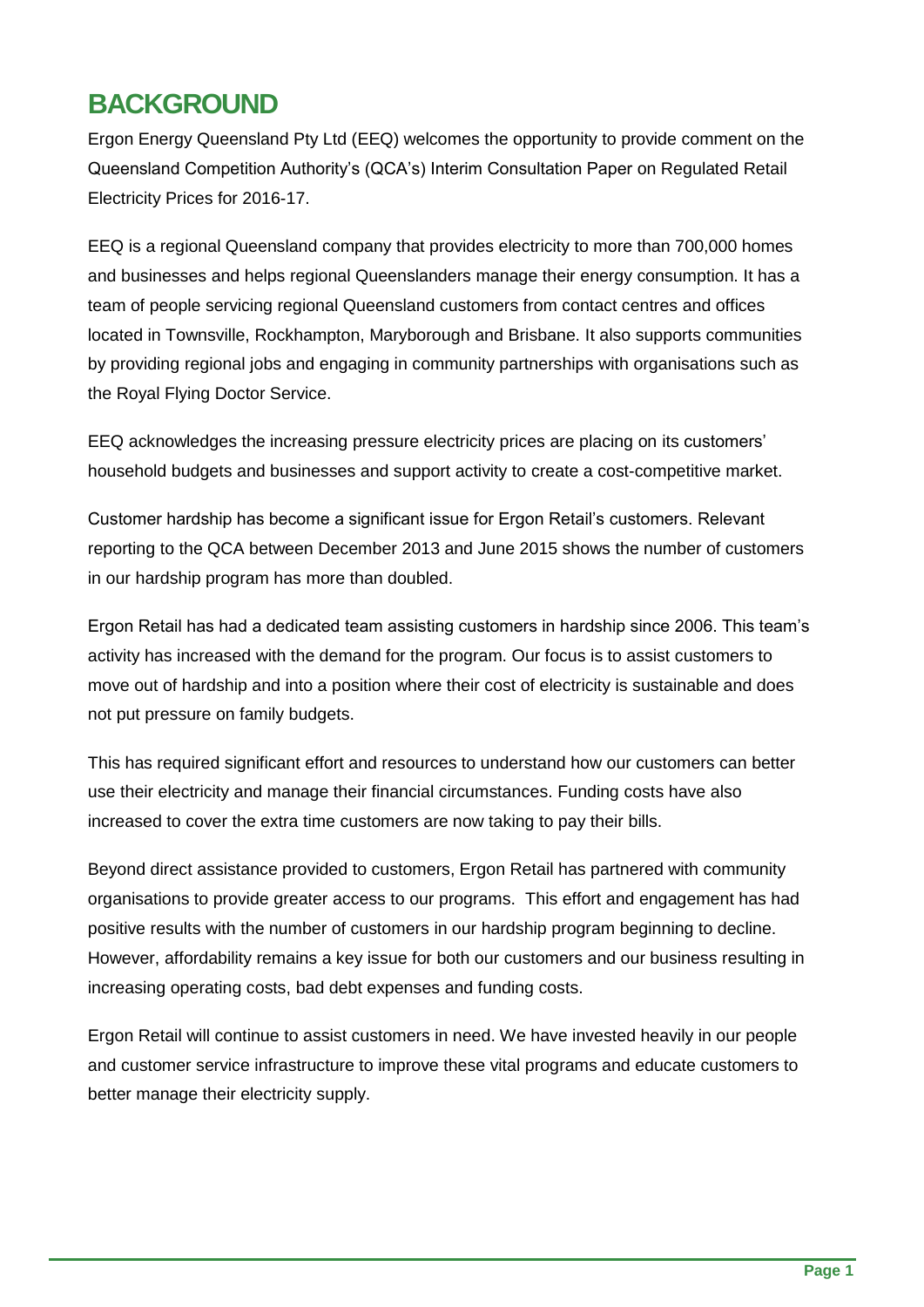# BACKGROUND

Ergon Energy Queensland Pty Ltd (EEQ) welcomes the opportunity to provide comment on the Queensland Competition Authority's (QCA's) Interim Consultation Paper on Regulated Retail Electricity Prices for 2016-17.

EEQ is a regional Queensland company that provides electricity to more than 700,000 homes and businesses and helps regional Queenslanders manage their energy consumption. It has a team of people servicing regional Queensland customers from contact centres and offices located in Townsville, Rockhampton, Maryborough and Brisbane. It also supports communities by providing regional jobs and engaging in community partnerships with organisations such as the Royal Flying Doctor Service.

EEQ acknowledges the increasing pressure electricity prices are placing on its customers' household budgets and businesses and support activity to create a cost-competitive market.

Customer hardship has become a significant issue for Ergon Retail's customers. Relevant reporting to the QCA between December 2013 and June 2015 shows the number of customers in our hardship program has more than doubled.

Ergon Retail has had a dedicated team assisting customers in hardship since 2006. This team's activity has increased with the demand for the program. Our focus is to assist customers to move out of hardship and into a position where their cost of electricity is sustainable and does not put pressure on family budgets.

This has required significant effort and resources to understand how our customers can better use their electricity and manage their financial circumstances. Funding costs have also increased to cover the extra time customers are now taking to pay their bills.

Beyond direct assistance provided to customers, Ergon Retail has partnered with community organisations to provide greater access to our programs. This effort and engagement has had positive results with the number of customers in our hardship program beginning to decline. However, affordability remains a key issue for both our customers and our business resulting in increasing operating costs, bad debt expenses and funding costs.

Ergon Retail will continue to assist customers in need. We have invested heavily in our people and customer service infrastructure to improve these vital programs and educate customers to better manage their electricity supply.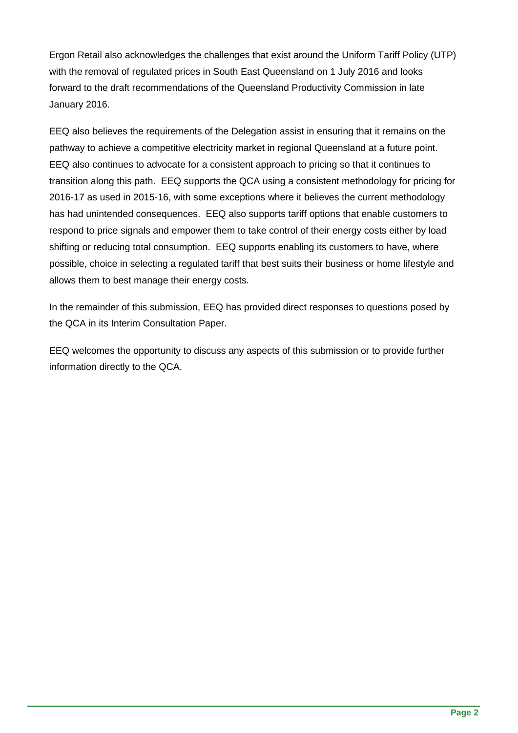Ergon Retail also acknowledges the challenges that exist around the Uniform Tariff Policy (UTP) with the removal of regulated prices in South East Queensland on 1 July 2016 and looks forward to the draft recommendations of the Queensland Productivity Commission in late January 2016.

EEQ also believes the requirements of the Delegation assist in ensuring that it remains on the pathway to achieve a competitive electricity market in regional Queensland at a future point. EEQ also continues to advocate for a consistent approach to pricing so that it continues to transition along this path. EEQ supports the QCA using a consistent methodology for pricing for 2016-17 as used in 2015-16, with some exceptions where it believes the current methodology has had unintended consequences. EEQ also supports tariff options that enable customers to respond to price signals and empower them to take control of their energy costs either by load shifting or reducing total consumption. EEQ supports enabling its customers to have, where possible, choice in selecting a regulated tariff that best suits their business or home lifestyle and allows them to best manage their energy costs.

In the remainder of this submission, EEQ has provided direct responses to questions posed by the QCA in its Interim Consultation Paper.

EEQ welcomes the opportunity to discuss any aspects of this submission or to provide further information directly to the QCA.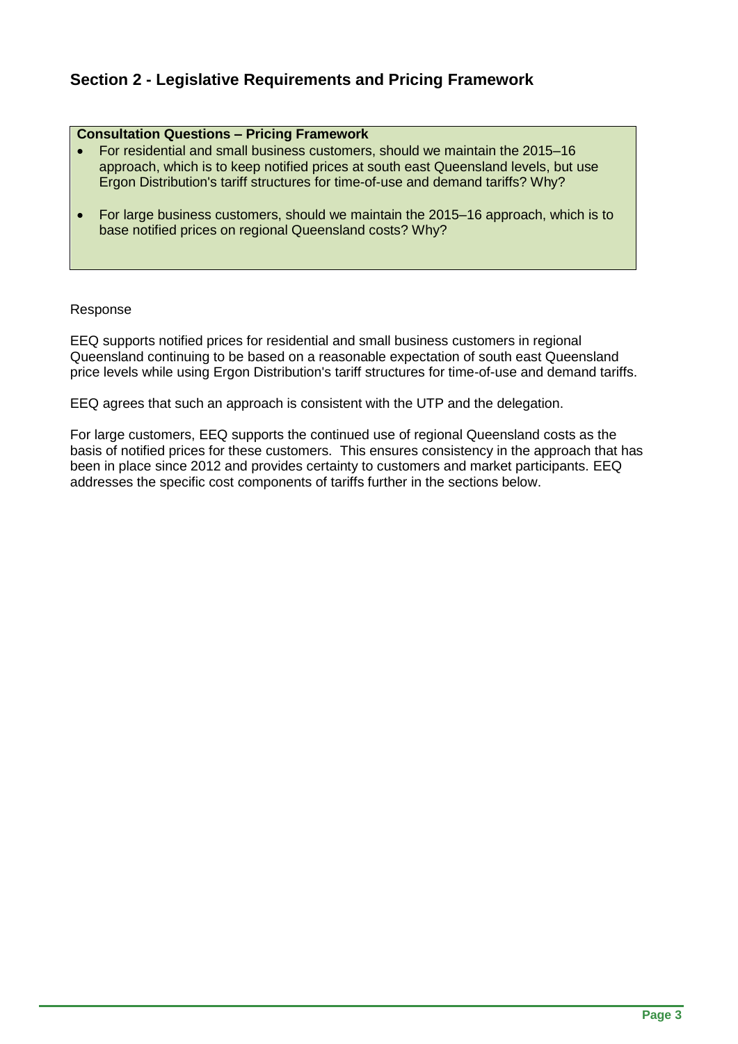## Section 2 - Legislative Requirements and Pricing Framework

**Consultation Questions – Pricing Framework**

- For residential and small business customers, should we maintain the 2015–16 approach, which is to keep notified prices at south east Queensland levels, but use Ergon Distribution's tariff structures for time-of-use and demand tariffs? Why?
- For large business customers, should we maintain the 2015–16 approach, which is to base notified prices on regional Queensland costs? Why?

Response

EEQ supports notified prices for residential and small business customers in regional Queensland continuing to be based on a reasonable expectation of south east Queensland price levels while using Ergon Distribution's tariff structures for time-of-use and demand tariffs.

EEQ agrees that such an approach is consistent with the UTP and the delegation.

For large customers, EEQ supports the continued use of regional Queensland costs as the basis of notified prices for these customers. This ensures consistency in the approach that has been in place since 2012 and provides certainty to customers and market participants. EEQ addresses the specific cost components of tariffs further in the sections below.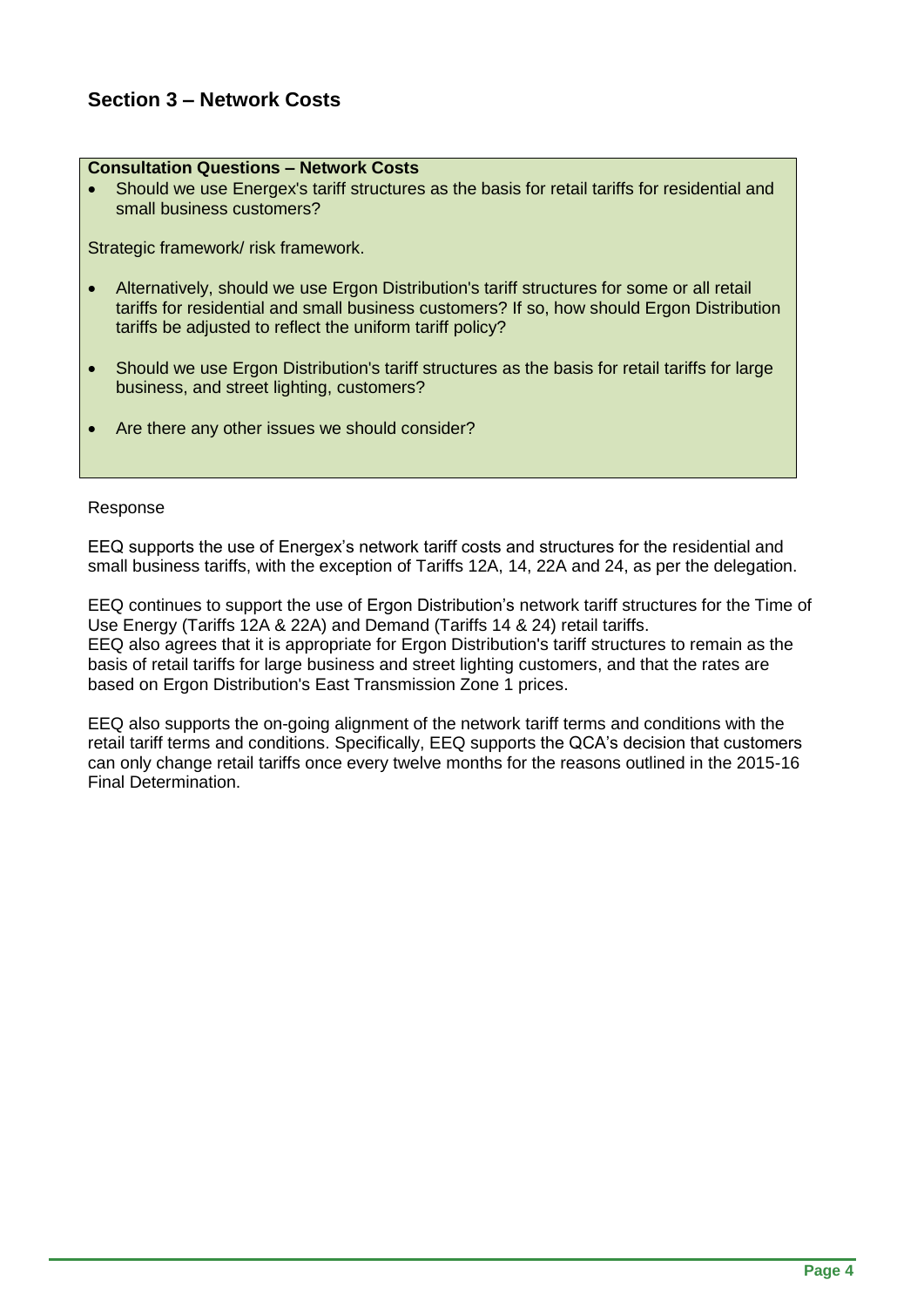## Section 3 – Network Costs

**Consultation Questions – Network Costs**

- Should we use Energex's tariff structures as the basis for retail tariffs for residential and small business customers?

Strategic framework/ risk framework.

- Alternatively, should we use Ergon Distribution's tariff structures for some or all retail tariffs for residential and small business customers? If so, how should Ergon Distribution tariffs be adjusted to reflect the uniform tariff policy?
- Should we use Ergon Distribution's tariff structures as the basis for retail tariffs for large business, and street lighting, customers?
- Are there any other issues we should consider?

Response

EEQ supports the use of Energex's network tariff costs and structures for the residential and small business tariffs, with the exception of Tariffs 12A, 14, 22A and 24, as per the delegation.

EEQ continues to support the use of Ergon Distribution's network tariff structures for the Time of Use Energy (Tariffs 12A & 22A) and Demand (Tariffs 14 & 24) retail tariffs.
EEQ also agrees that it is appropriate for Ergon Distribution's tariff structures to remain as the basis of retail tariffs for large business and street lighting customers, and that the rates are based on Ergon Distribution's East Transmission Zone 1 prices.

EEQ also supports the on-going alignment of the network tariff terms and conditions with the retail tariff terms and conditions. Specifically, EEQ supports the QCA's decision that customers can only change retail tariffs once every twelve months for the reasons outlined in the 2015-16 Final Determination.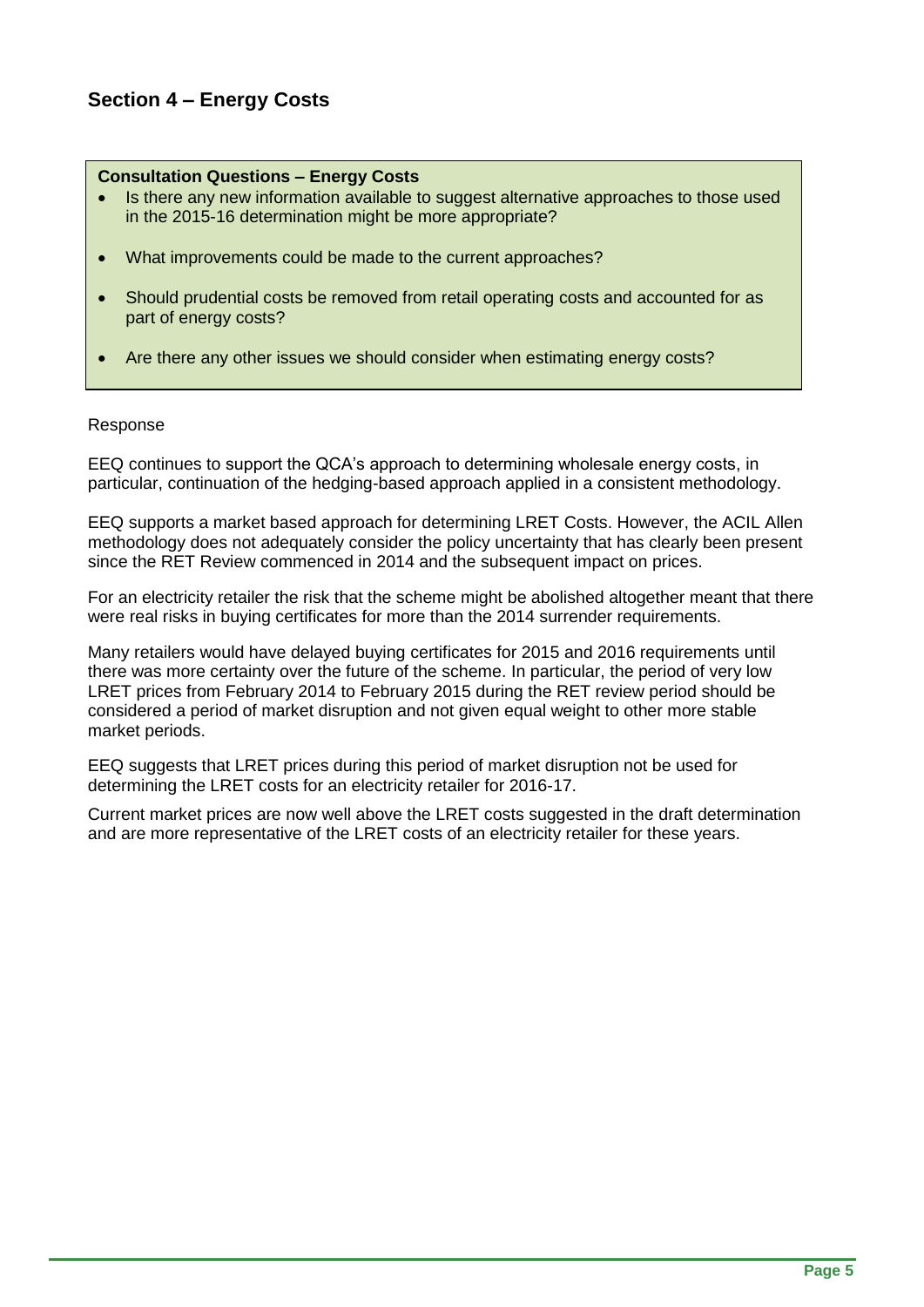## Section 4 – Energy Costs

**Consultation Questions – Energy Costs**

- Is there any new information available to suggest alternative approaches to those used in the 2015-16 determination might be more appropriate?
- What improvements could be made to the current approaches?
- Should prudential costs be removed from retail operating costs and accounted for as part of energy costs?
- Are there any other issues we should consider when estimating energy costs?

Response

EEQ continues to support the QCA's approach to determining wholesale energy costs, in particular, continuation of the hedging-based approach applied in a consistent methodology.

EEQ supports a market based approach for determining LRET Costs. However, the ACIL Allen methodology does not adequately consider the policy uncertainty that has clearly been present since the RET Review commenced in 2014 and the subsequent impact on prices.

For an electricity retailer the risk that the scheme might be abolished altogether meant that there were real risks in buying certificates for more than the 2014 surrender requirements.

Many retailers would have delayed buying certificates for 2015 and 2016 requirements until there was more certainty over the future of the scheme. In particular, the period of very low LRET prices from February 2014 to February 2015 during the RET review period should be considered a period of market disruption and not given equal weight to other more stable market periods.

EEQ suggests that LRET prices during this period of market disruption not be used for determining the LRET costs for an electricity retailer for 2016-17.

Current market prices are now well above the LRET costs suggested in the draft determination and are more representative of the LRET costs of an electricity retailer for these years.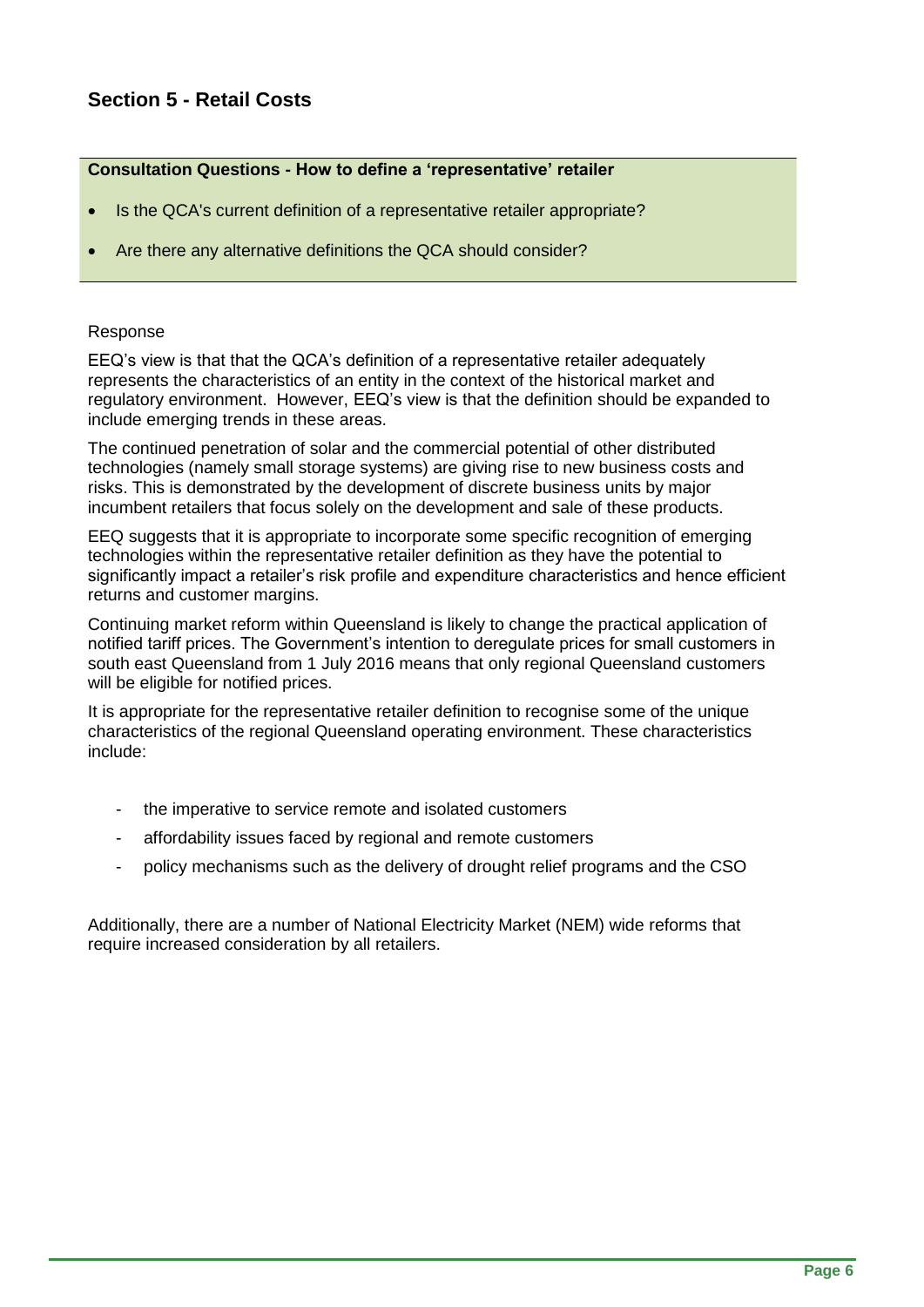## Section 5 - Retail Costs

**Consultation Questions - How to define a 'representative' retailer**

- Is the QCA's current definition of a representative retailer appropriate?
- Are there any alternative definitions the QCA should consider?

Response

EEQ's view is that that the QCA's definition of a representative retailer adequately represents the characteristics of an entity in the context of the historical market and regulatory environment. However, EEQ's view is that the definition should be expanded to include emerging trends in these areas.

The continued penetration of solar and the commercial potential of other distributed technologies (namely small storage systems) are giving rise to new business costs and risks. This is demonstrated by the development of discrete business units by major incumbent retailers that focus solely on the development and sale of these products.

EEQ suggests that it is appropriate to incorporate some specific recognition of emerging technologies within the representative retailer definition as they have the potential to significantly impact a retailer's risk profile and expenditure characteristics and hence efficient returns and customer margins.

Continuing market reform within Queensland is likely to change the practical application of notified tariff prices. The Government's intention to deregulate prices for small customers in south east Queensland from 1 July 2016 means that only regional Queensland customers will be eligible for notified prices.

It is appropriate for the representative retailer definition to recognise some of the unique characteristics of the regional Queensland operating environment. These characteristics include:

- the imperative to service remote and isolated customers
- affordability issues faced by regional and remote customers
- policy mechanisms such as the delivery of drought relief programs and the CSO

Additionally, there are a number of National Electricity Market (NEM) wide reforms that require increased consideration by all retailers.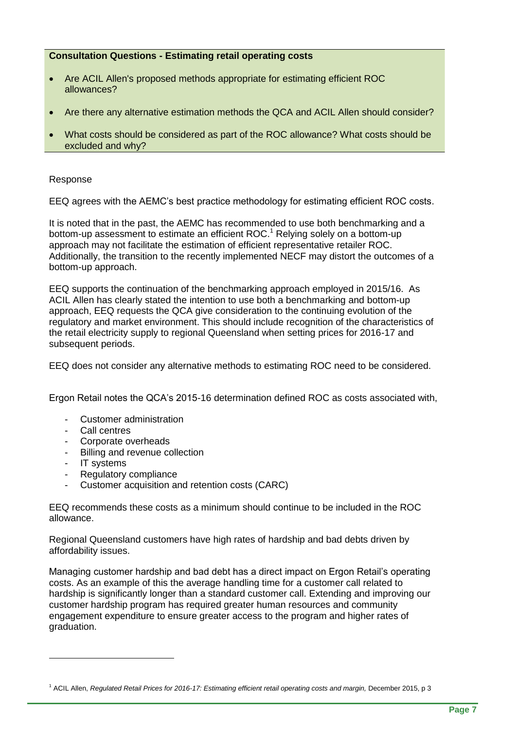**Consultation Questions - Estimating retail operating costs**

- Are ACIL Allen's proposed methods appropriate for estimating efficient ROC allowances?
- Are there any alternative estimation methods the QCA and ACIL Allen should consider?
- What costs should be considered as part of the ROC allowance? What costs should be excluded and why?

Response

EEQ agrees with the AEMC's best practice methodology for estimating efficient ROC costs.

It is noted that in the past, the AEMC has recommended to use both benchmarking and a bottom-up assessment to estimate an efficient ROC.[1] Relying solely on a bottom-up approach may not facilitate the estimation of efficient representative retailer ROC. Additionally, the transition to the recently implemented NECF may distort the outcomes of a bottom-up approach.

EEQ supports the continuation of the benchmarking approach employed in 2015/16. As ACIL Allen has clearly stated the intention to use both a benchmarking and bottom-up approach, EEQ requests the QCA give consideration to the continuing evolution of the regulatory and market environment. This should include recognition of the characteristics of the retail electricity supply to regional Queensland when setting prices for 2016-17 and subsequent periods.

EEQ does not consider any alternative methods to estimating ROC need to be considered.

Ergon Retail notes the QCA's 2015-16 determination defined ROC as costs associated with,

- Customer administration
- Call centres
- Corporate overheads
- Billing and revenue collection
- IT systems
- Regulatory compliance
- Customer acquisition and retention costs (CARC)

EEQ recommends these costs as a minimum should continue to be included in the ROC allowance.

Regional Queensland customers have high rates of hardship and bad debts driven by affordability issues.

Managing customer hardship and bad debt has a direct impact on Ergon Retail's operating costs. As an example of this the average handling time for a customer call related to hardship is significantly longer than a standard customer call. Extending and improving our customer hardship program has required greater human resources and community engagement expenditure to ensure greater access to the program and higher rates of graduation.

[1] ACIL Allen, *Regulated Retail Prices for 2016-17: Estimating efficient retail operating costs and margin,* December 2015, p 3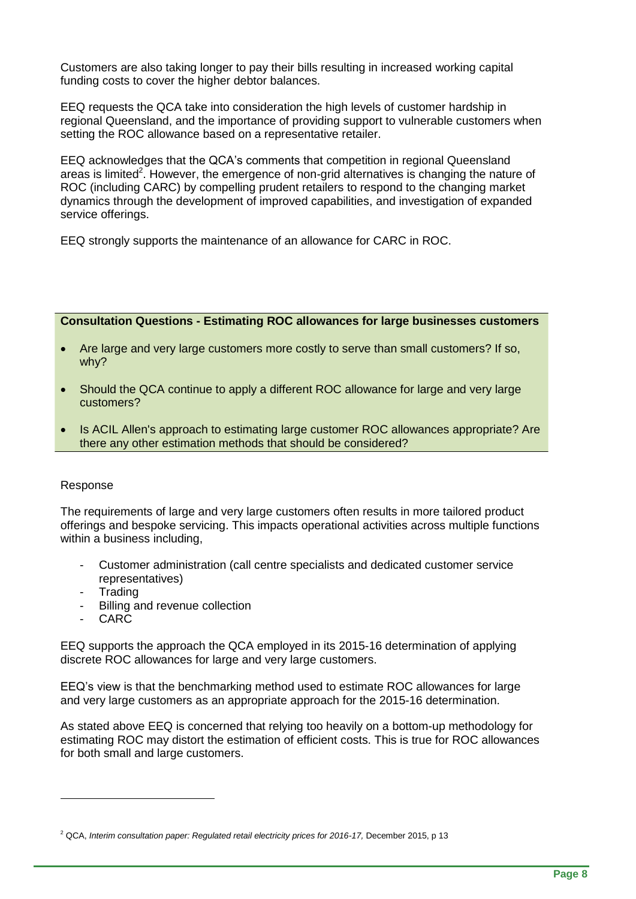Customers are also taking longer to pay their bills resulting in increased working capital funding costs to cover the higher debtor balances.

EEQ requests the QCA take into consideration the high levels of customer hardship in regional Queensland, and the importance of providing support to vulnerable customers when setting the ROC allowance based on a representative retailer.

EEQ acknowledges that the QCA's comments that competition in regional Queensland areas is limited[2]. However, the emergence of non-grid alternatives is changing the nature of ROC (including CARC) by compelling prudent retailers to respond to the changing market dynamics through the development of improved capabilities, and investigation of expanded service offerings.

EEQ strongly supports the maintenance of an allowance for CARC in ROC.

**Consultation Questions - Estimating ROC allowances for large businesses customers**

- Are large and very large customers more costly to serve than small customers? If so, why?
- Should the QCA continue to apply a different ROC allowance for large and very large customers?
- Is ACIL Allen's approach to estimating large customer ROC allowances appropriate? Are there any other estimation methods that should be considered?

Response

The requirements of large and very large customers often results in more tailored product offerings and bespoke servicing. This impacts operational activities across multiple functions within a business including,

- Customer administration (call centre specialists and dedicated customer service representatives)
- Trading
- Billing and revenue collection
- CARC

EEQ supports the approach the QCA employed in its 2015-16 determination of applying discrete ROC allowances for large and very large customers.

EEQ's view is that the benchmarking method used to estimate ROC allowances for large and very large customers as an appropriate approach for the 2015-16 determination.

As stated above EEQ is concerned that relying too heavily on a bottom-up methodology for estimating ROC may distort the estimation of efficient costs. This is true for ROC allowances for both small and large customers.

[2] QCA, *Interim consultation paper: Regulated retail electricity prices for 2016-17,* December 2015, p 13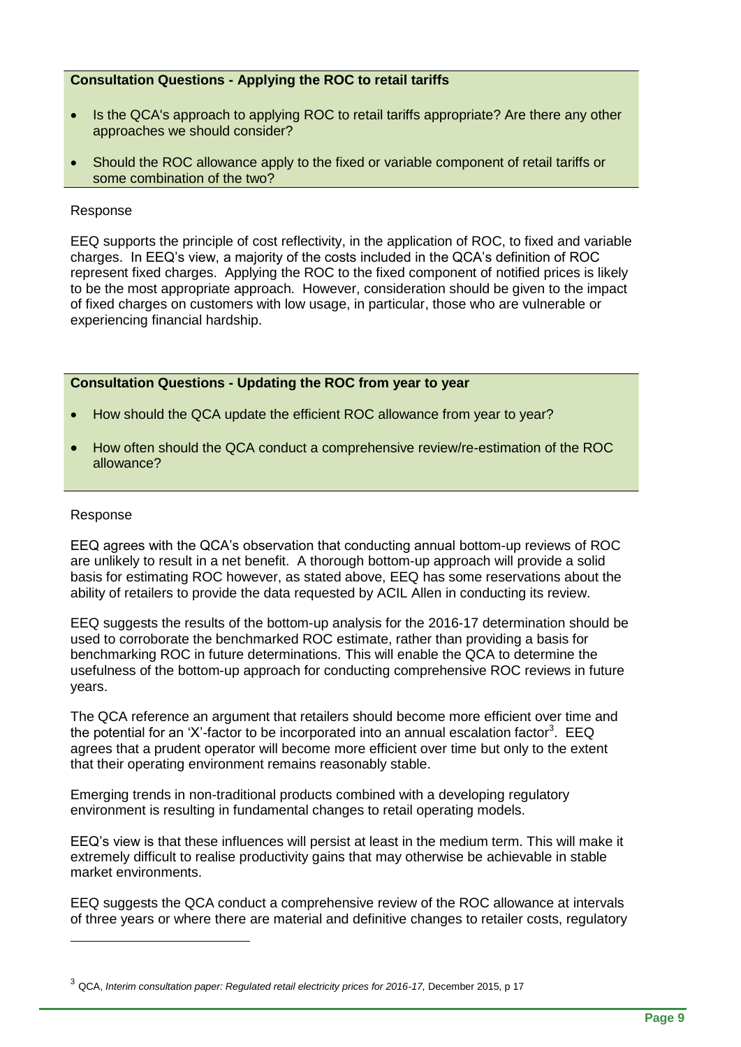**Consultation Questions - Applying the ROC to retail tariffs**

- Is the QCA's approach to applying ROC to retail tariffs appropriate? Are there any other approaches we should consider?
- Should the ROC allowance apply to the fixed or variable component of retail tariffs or some combination of the two?

Response

EEQ supports the principle of cost reflectivity, in the application of ROC, to fixed and variable charges. In EEQ's view, a majority of the costs included in the QCA's definition of ROC represent fixed charges. Applying the ROC to the fixed component of notified prices is likely to be the most appropriate approach. However, consideration should be given to the impact of fixed charges on customers with low usage, in particular, those who are vulnerable or experiencing financial hardship.

**Consultation Questions - Updating the ROC from year to year**

- How should the QCA update the efficient ROC allowance from year to year?
- How often should the QCA conduct a comprehensive review/re-estimation of the ROC allowance?

Response

EEQ agrees with the QCA's observation that conducting annual bottom-up reviews of ROC are unlikely to result in a net benefit. A thorough bottom-up approach will provide a solid basis for estimating ROC however, as stated above, EEQ has some reservations about the ability of retailers to provide the data requested by ACIL Allen in conducting its review.

EEQ suggests the results of the bottom-up analysis for the 2016-17 determination should be used to corroborate the benchmarked ROC estimate, rather than providing a basis for benchmarking ROC in future determinations. This will enable the QCA to determine the usefulness of the bottom-up approach for conducting comprehensive ROC reviews in future years.

The QCA reference an argument that retailers should become more efficient over time and the potential for an 'X'-factor to be incorporated into an annual escalation factor[3]. EEQ agrees that a prudent operator will become more efficient over time but only to the extent that their operating environment remains reasonably stable.

Emerging trends in non-traditional products combined with a developing regulatory environment is resulting in fundamental changes to retail operating models.

EEQ's view is that these influences will persist at least in the medium term. This will make it extremely difficult to realise productivity gains that may otherwise be achievable in stable market environments.

EEQ suggests the QCA conduct a comprehensive review of the ROC allowance at intervals of three years or where there are material and definitive changes to retailer costs, regulatory

[3] QCA, *Interim consultation paper: Regulated retail electricity prices for 2016-17,* December 2015, p 17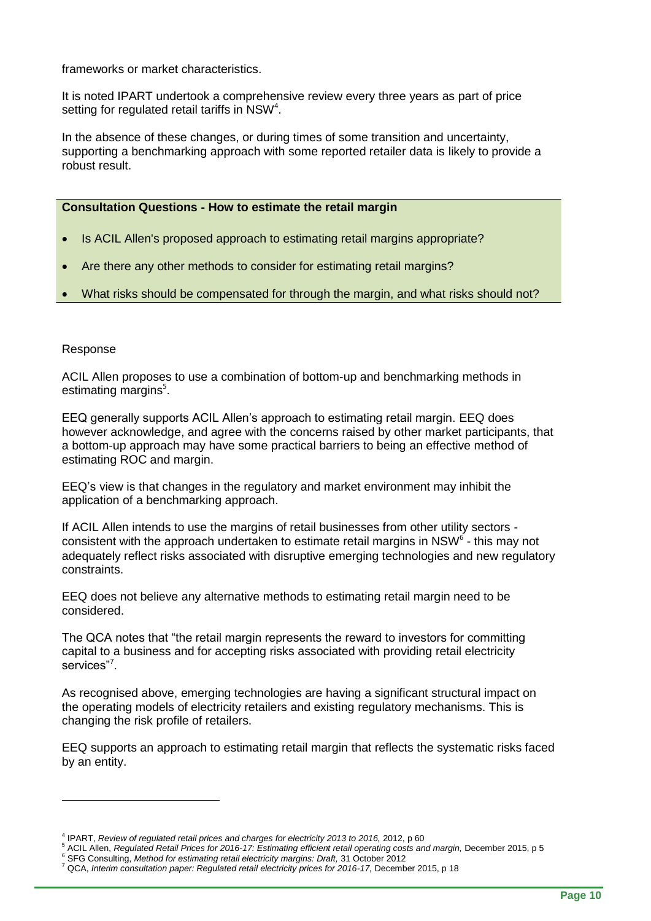frameworks or market characteristics.

It is noted IPART undertook a comprehensive review every three years as part of price setting for regulated retail tariffs in NSW[4].

In the absence of these changes, or during times of some transition and uncertainty, supporting a benchmarking approach with some reported retailer data is likely to provide a robust result.

**Consultation Questions - How to estimate the retail margin**

- Is ACIL Allen's proposed approach to estimating retail margins appropriate?
- Are there any other methods to consider for estimating retail margins?
- What risks should be compensated for through the margin, and what risks should not?

Response

ACIL Allen proposes to use a combination of bottom-up and benchmarking methods in estimating margins[5].

EEQ generally supports ACIL Allen's approach to estimating retail margin. EEQ does however acknowledge, and agree with the concerns raised by other market participants, that a bottom-up approach may have some practical barriers to being an effective method of estimating ROC and margin.

EEQ's view is that changes in the regulatory and market environment may inhibit the application of a benchmarking approach.

If ACIL Allen intends to use the margins of retail businesses from other utility sectors - consistent with the approach undertaken to estimate retail margins in NSW[6] - this may not adequately reflect risks associated with disruptive emerging technologies and new regulatory constraints.

EEQ does not believe any alternative methods to estimating retail margin need to be considered.

The QCA notes that "the retail margin represents the reward to investors for committing capital to a business and for accepting risks associated with providing retail electricity services"[7].

As recognised above, emerging technologies are having a significant structural impact on the operating models of electricity retailers and existing regulatory mechanisms. This is changing the risk profile of retailers.

EEQ supports an approach to estimating retail margin that reflects the systematic risks faced by an entity.

---

[4] IPART, *Review of regulated retail prices and charges for electricity 2013 to 2016,* 2012, p 60

[5] ACIL Allen, *Regulated Retail Prices for 2016-17: Estimating efficient retail operating costs and margin,* December 2015, p 5

[6] SFG Consulting, *Method for estimating retail electricity margins: Draft,* 31 October 2012

[7] QCA, *Interim consultation paper: Regulated retail electricity prices for 2016-17,* December 2015, p 18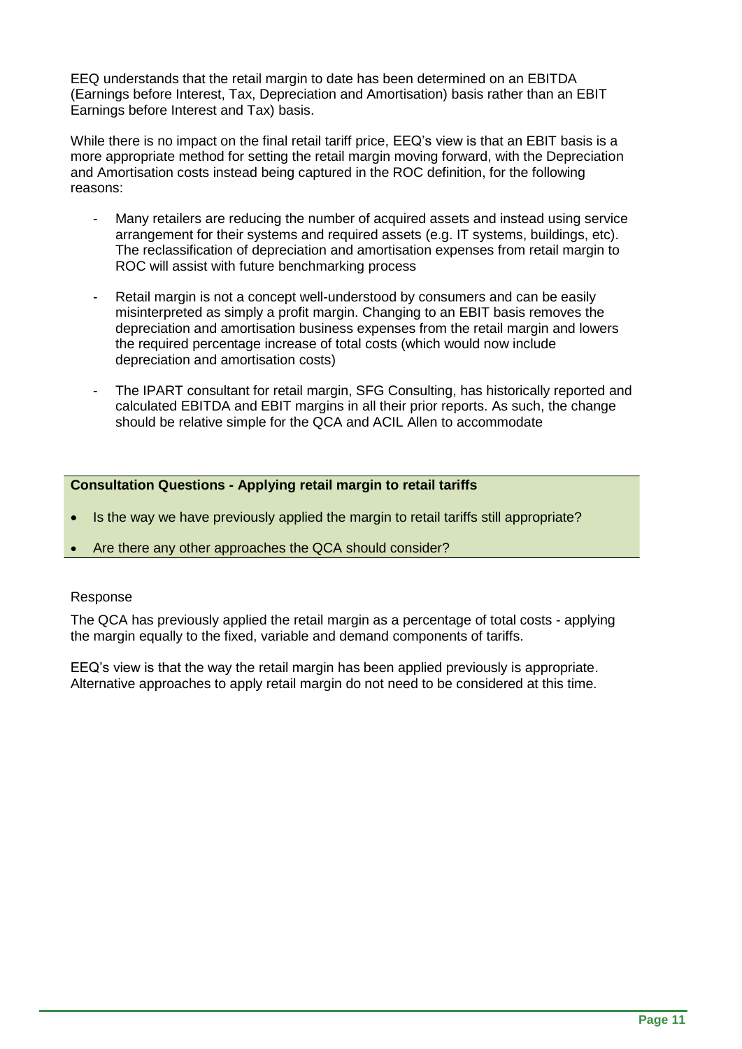EEQ understands that the retail margin to date has been determined on an EBITDA (Earnings before Interest, Tax, Depreciation and Amortisation) basis rather than an EBIT Earnings before Interest and Tax) basis.

While there is no impact on the final retail tariff price, EEQ's view is that an EBIT basis is a more appropriate method for setting the retail margin moving forward, with the Depreciation and Amortisation costs instead being captured in the ROC definition, for the following reasons:

- Many retailers are reducing the number of acquired assets and instead using service arrangement for their systems and required assets (e.g. IT systems, buildings, etc). The reclassification of depreciation and amortisation expenses from retail margin to ROC will assist with future benchmarking process
- Retail margin is not a concept well-understood by consumers and can be easily misinterpreted as simply a profit margin. Changing to an EBIT basis removes the depreciation and amortisation business expenses from the retail margin and lowers the required percentage increase of total costs (which would now include depreciation and amortisation costs)
- The IPART consultant for retail margin, SFG Consulting, has historically reported and calculated EBITDA and EBIT margins in all their prior reports. As such, the change should be relative simple for the QCA and ACIL Allen to accommodate

**Consultation Questions - Applying retail margin to retail tariffs**

- Is the way we have previously applied the margin to retail tariffs still appropriate?
- Are there any other approaches the QCA should consider?

Response

The QCA has previously applied the retail margin as a percentage of total costs - applying the margin equally to the fixed, variable and demand components of tariffs.

EEQ's view is that the way the retail margin has been applied previously is appropriate. Alternative approaches to apply retail margin do not need to be considered at this time.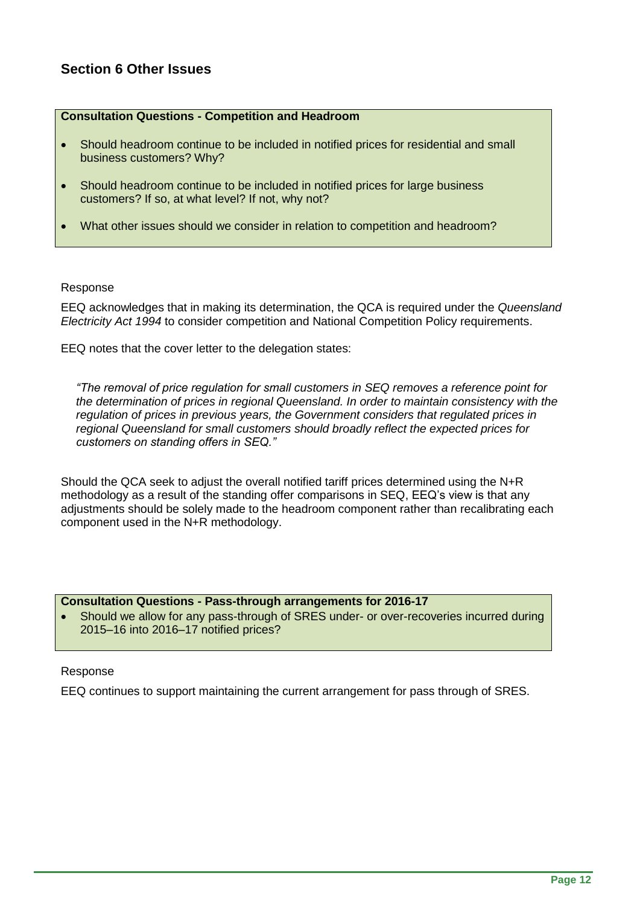## Section 6 Other Issues

**Consultation Questions - Competition and Headroom**

- Should headroom continue to be included in notified prices for residential and small business customers? Why?
- Should headroom continue to be included in notified prices for large business customers? If so, at what level? If not, why not?
- What other issues should we consider in relation to competition and headroom?

Response

EEQ acknowledges that in making its determination, the QCA is required under the *Queensland Electricity Act 1994* to consider competition and National Competition Policy requirements.

EEQ notes that the cover letter to the delegation states:

> *"The removal of price regulation for small customers in SEQ removes a reference point for the determination of prices in regional Queensland. In order to maintain consistency with the regulation of prices in previous years, the Government considers that regulated prices in regional Queensland for small customers should broadly reflect the expected prices for customers on standing offers in SEQ."*

Should the QCA seek to adjust the overall notified tariff prices determined using the N+R methodology as a result of the standing offer comparisons in SEQ, EEQ's view is that any adjustments should be solely made to the headroom component rather than recalibrating each component used in the N+R methodology.

**Consultation Questions - Pass-through arrangements for 2016-17**

- Should we allow for any pass-through of SRES under- or over-recoveries incurred during 2015–16 into 2016–17 notified prices?

Response

EEQ continues to support maintaining the current arrangement for pass through of SRES.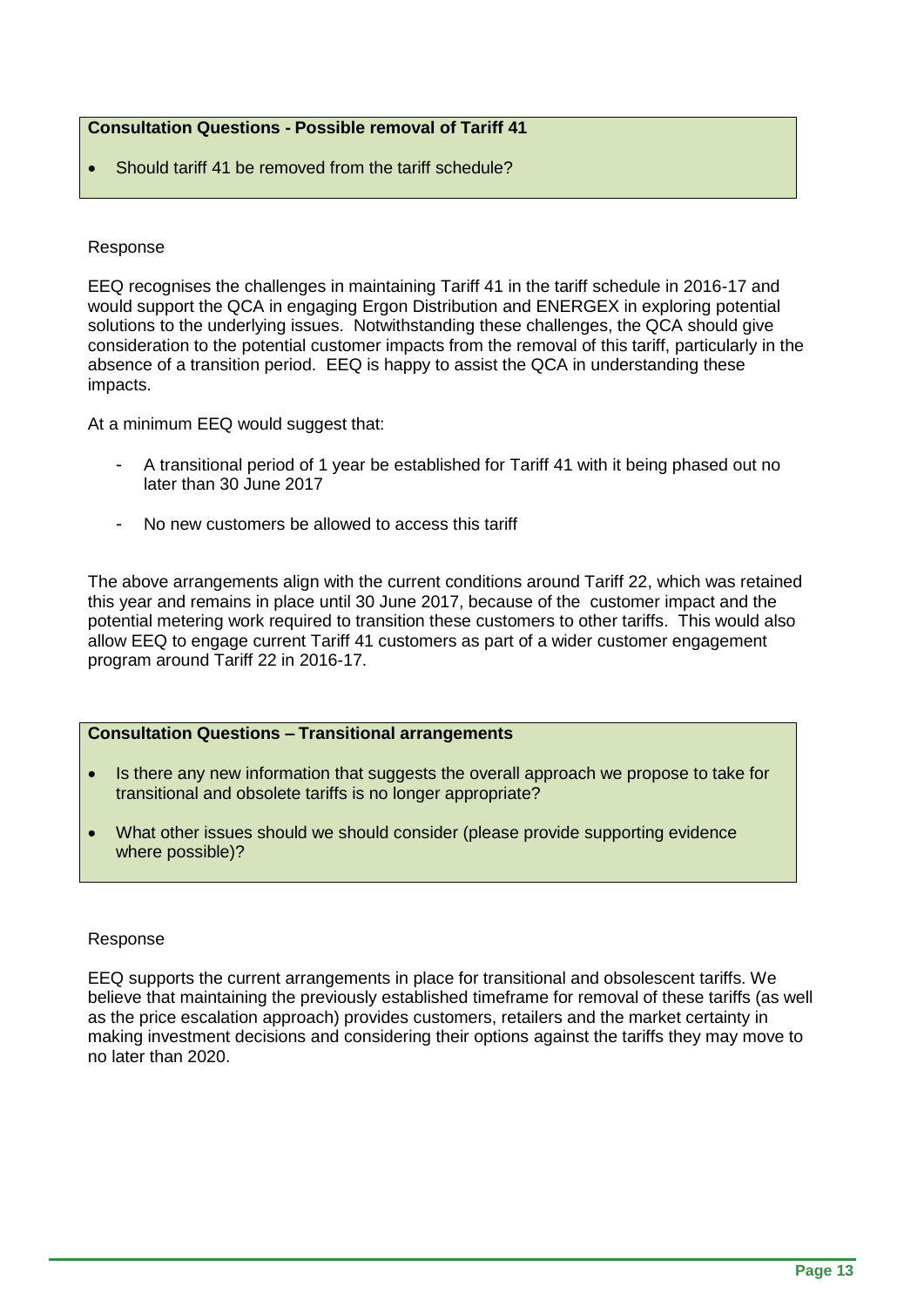**Consultation Questions - Possible removal of Tariff 41**

- Should tariff 41 be removed from the tariff schedule?

Response

EEQ recognises the challenges in maintaining Tariff 41 in the tariff schedule in 2016-17 and would support the QCA in engaging Ergon Distribution and ENERGEX in exploring potential solutions to the underlying issues. Notwithstanding these challenges, the QCA should give consideration to the potential customer impacts from the removal of this tariff, particularly in the absence of a transition period. EEQ is happy to assist the QCA in understanding these impacts.

At a minimum EEQ would suggest that:

- A transitional period of 1 year be established for Tariff 41 with it being phased out no later than 30 June 2017
- No new customers be allowed to access this tariff

The above arrangements align with the current conditions around Tariff 22, which was retained this year and remains in place until 30 June 2017, because of the customer impact and the potential metering work required to transition these customers to other tariffs. This would also allow EEQ to engage current Tariff 41 customers as part of a wider customer engagement program around Tariff 22 in 2016-17.

**Consultation Questions – Transitional arrangements**

- Is there any new information that suggests the overall approach we propose to take for transitional and obsolete tariffs is no longer appropriate?
- What other issues should we should consider (please provide supporting evidence where possible)?

Response

EEQ supports the current arrangements in place for transitional and obsolescent tariffs. We believe that maintaining the previously established timeframe for removal of these tariffs (as well as the price escalation approach) provides customers, retailers and the market certainty in making investment decisions and considering their options against the tariffs they may move to no later than 2020.